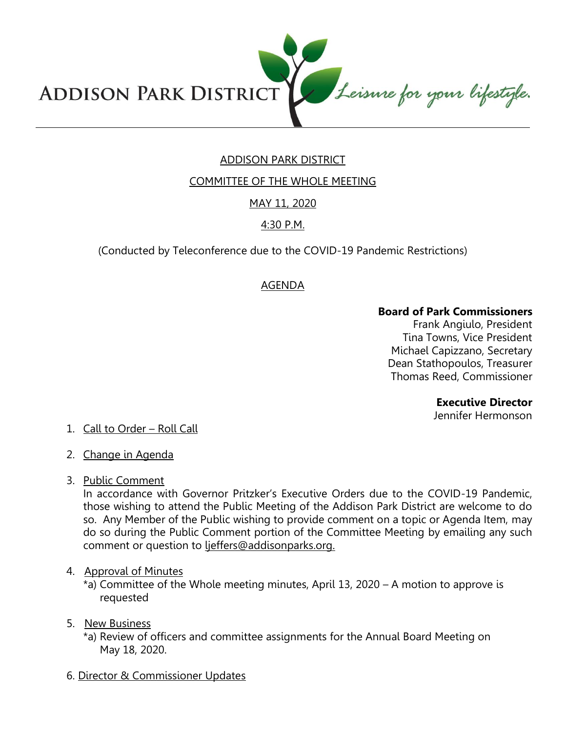ADDISON PARK DISTRICT *Leisure for your lifestyle.*

# ADDISON PARK DISTRICT

## COMMITTEE OF THE WHOLE MEETING

## MAY 11, 2020

## 4:30 P.M.

(Conducted by Teleconference due to the COVID-19 Pandemic Restrictions)

## AGENDA

**Board of Park Commissioners**
Frank Angiulo, President
Tina Towns, Vice President
Michael Capizzano, Secretary
Dean Stathopoulos, Treasurer
Thomas Reed, Commissioner

**Executive Director**
Jennifer Hermonson

1. Call to Order – Roll Call

2. Change in Agenda

3. Public Comment
   In accordance with Governor Pritzker's Executive Orders due to the COVID-19 Pandemic, those wishing to attend the Public Meeting of the Addison Park District are welcome to do so. Any Member of the Public wishing to provide comment on a topic or Agenda Item, may do so during the Public Comment portion of the Committee Meeting by emailing any such comment or question to ljeffers@addisonparks.org.

4. Approval of Minutes
   *a) Committee of the Whole meeting minutes, April 13, 2020 – A motion to approve is requested

5. New Business
   *a) Review of officers and committee assignments for the Annual Board Meeting on May 18, 2020.

6. Director & Commissioner Updates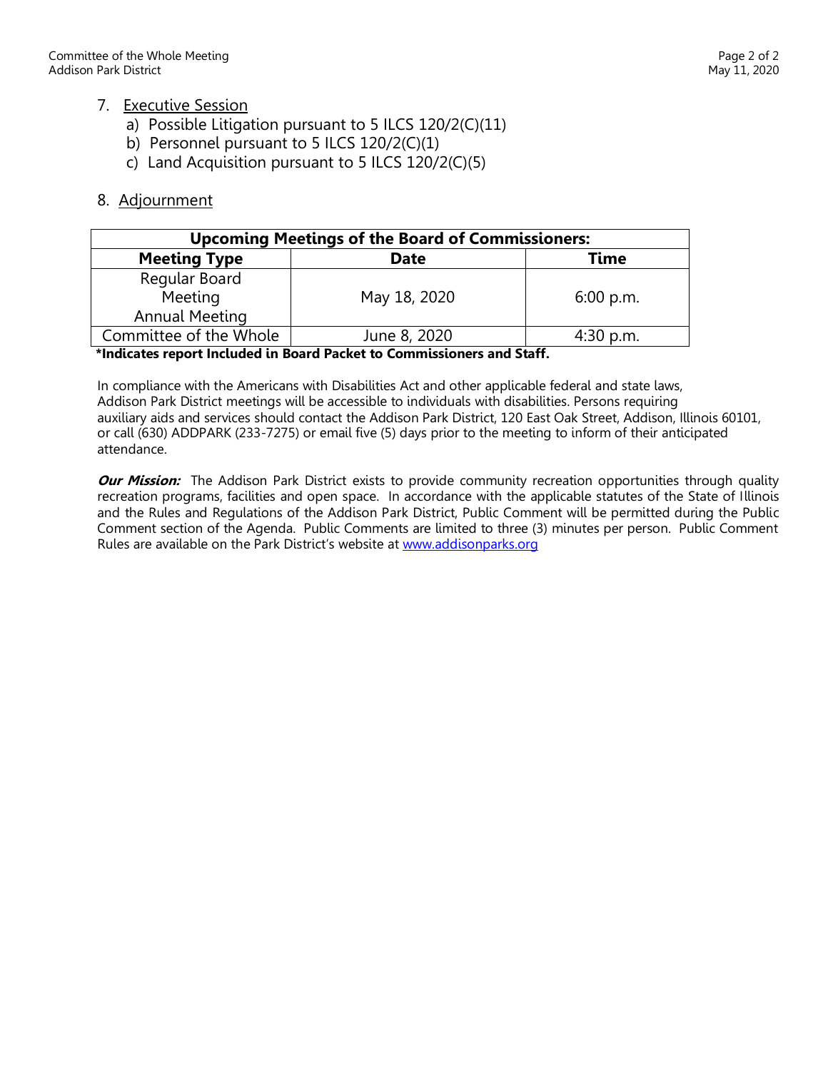7. Executive Session
   a) Possible Litigation pursuant to 5 ILCS 120/2(C)(11)
   b) Personnel pursuant to 5 ILCS 120/2(C)(1)
   c) Land Acquisition pursuant to 5 ILCS 120/2(C)(5)

8. Adjournment

| **Upcoming Meetings of the Board of Commissioners:** | | |
|---|---|---|
| **Meeting Type** | **Date** | **Time** |
| Regular Board Meeting Annual Meeting | May 18, 2020 | 6:00 p.m. |
| Committee of the Whole | June 8, 2020 | 4:30 p.m. |

**\*Indicates report Included in Board Packet to Commissioners and Staff.**

In compliance with the Americans with Disabilities Act and other applicable federal and state laws, Addison Park District meetings will be accessible to individuals with disabilities. Persons requiring auxiliary aids and services should contact the Addison Park District, 120 East Oak Street, Addison, Illinois 60101, or call (630) ADDPARK (233-7275) or email five (5) days prior to the meeting to inform of their anticipated attendance.

***Our Mission:*** The Addison Park District exists to provide community recreation opportunities through quality recreation programs, facilities and open space. In accordance with the applicable statutes of the State of Illinois and the Rules and Regulations of the Addison Park District, Public Comment will be permitted during the Public Comment section of the Agenda. Public Comments are limited to three (3) minutes per person. Public Comment Rules are available on the Park District's website at www.addisonparks.org